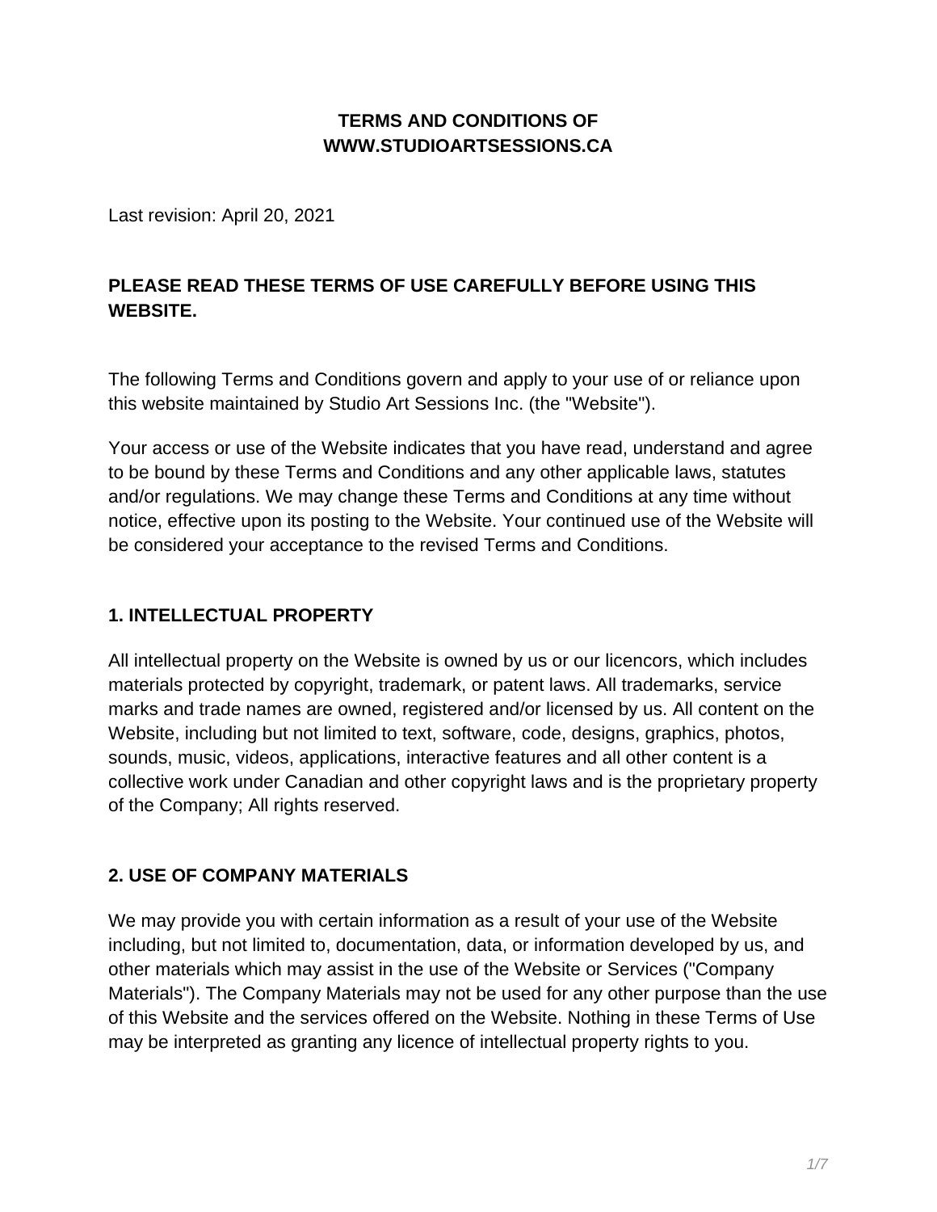# TERMS AND CONDITIONS OF WWW.STUDIOARTSESSIONS.CA

Last revision: April 20, 2021

**PLEASE READ THESE TERMS OF USE CAREFULLY BEFORE USING THIS WEBSITE.**

The following Terms and Conditions govern and apply to your use of or reliance upon this website maintained by Studio Art Sessions Inc. (the "Website").

Your access or use of the Website indicates that you have read, understand and agree to be bound by these Terms and Conditions and any other applicable laws, statutes and/or regulations. We may change these Terms and Conditions at any time without notice, effective upon its posting to the Website. Your continued use of the Website will be considered your acceptance to the revised Terms and Conditions.

## 1. INTELLECTUAL PROPERTY

All intellectual property on the Website is owned by us or our licencors, which includes materials protected by copyright, trademark, or patent laws. All trademarks, service marks and trade names are owned, registered and/or licensed by us. All content on the Website, including but not limited to text, software, code, designs, graphics, photos, sounds, music, videos, applications, interactive features and all other content is a collective work under Canadian and other copyright laws and is the proprietary property of the Company; All rights reserved.

## 2. USE OF COMPANY MATERIALS

We may provide you with certain information as a result of your use of the Website including, but not limited to, documentation, data, or information developed by us, and other materials which may assist in the use of the Website or Services ("Company Materials"). The Company Materials may not be used for any other purpose than the use of this Website and the services offered on the Website. Nothing in these Terms of Use may be interpreted as granting any licence of intellectual property rights to you.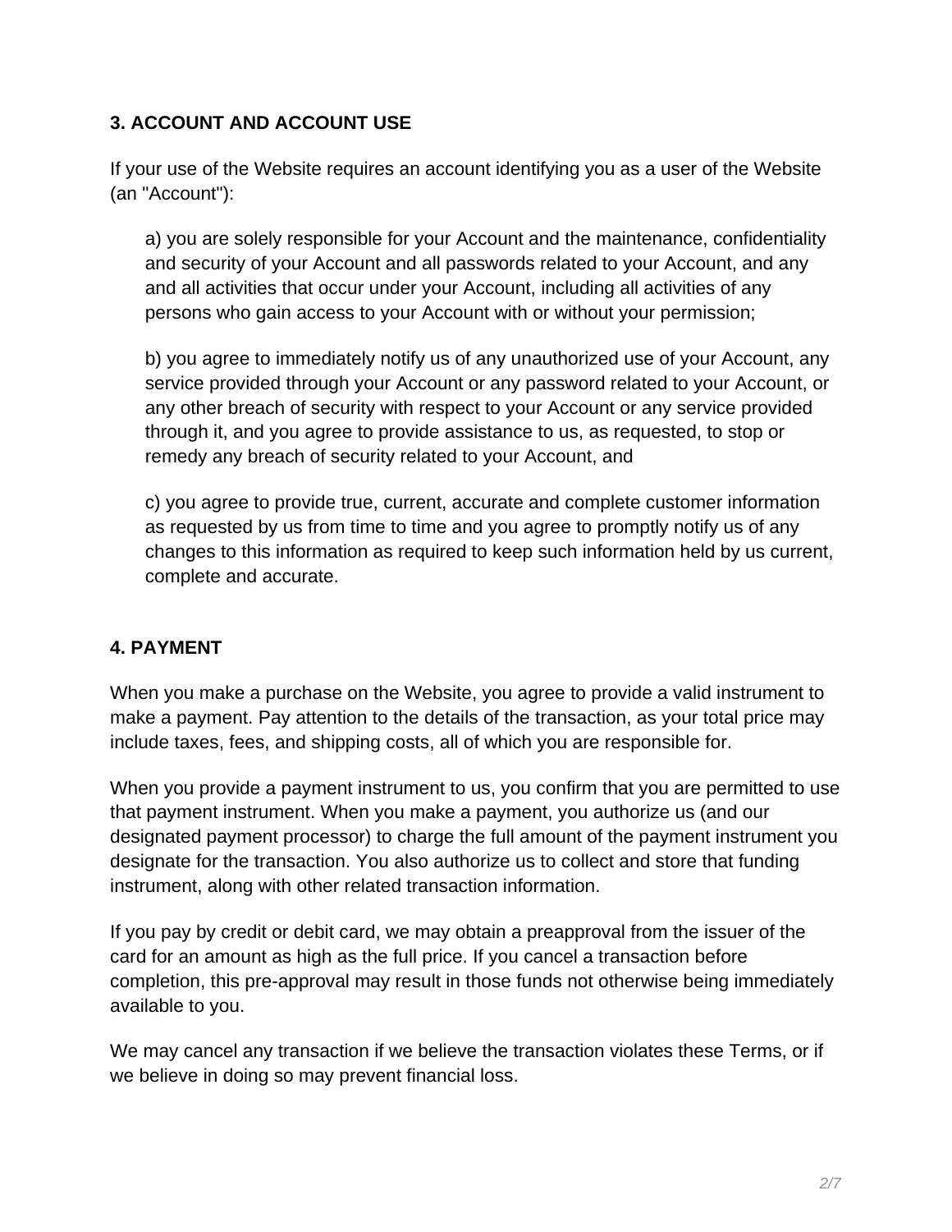**3. ACCOUNT AND ACCOUNT USE**

If your use of the Website requires an account identifying you as a user of the Website (an "Account"):

a) you are solely responsible for your Account and the maintenance, confidentiality and security of your Account and all passwords related to your Account, and any and all activities that occur under your Account, including all activities of any persons who gain access to your Account with or without your permission;

b) you agree to immediately notify us of any unauthorized use of your Account, any service provided through your Account or any password related to your Account, or any other breach of security with respect to your Account or any service provided through it, and you agree to provide assistance to us, as requested, to stop or remedy any breach of security related to your Account, and

c) you agree to provide true, current, accurate and complete customer information as requested by us from time to time and you agree to promptly notify us of any changes to this information as required to keep such information held by us current, complete and accurate.

**4. PAYMENT**

When you make a purchase on the Website, you agree to provide a valid instrument to make a payment. Pay attention to the details of the transaction, as your total price may include taxes, fees, and shipping costs, all of which you are responsible for.

When you provide a payment instrument to us, you confirm that you are permitted to use that payment instrument. When you make a payment, you authorize us (and our designated payment processor) to charge the full amount of the payment instrument you designate for the transaction. You also authorize us to collect and store that funding instrument, along with other related transaction information.

If you pay by credit or debit card, we may obtain a preapproval from the issuer of the card for an amount as high as the full price. If you cancel a transaction before completion, this pre-approval may result in those funds not otherwise being immediately available to you.

We may cancel any transaction if we believe the transaction violates these Terms, or if we believe in doing so may prevent financial loss.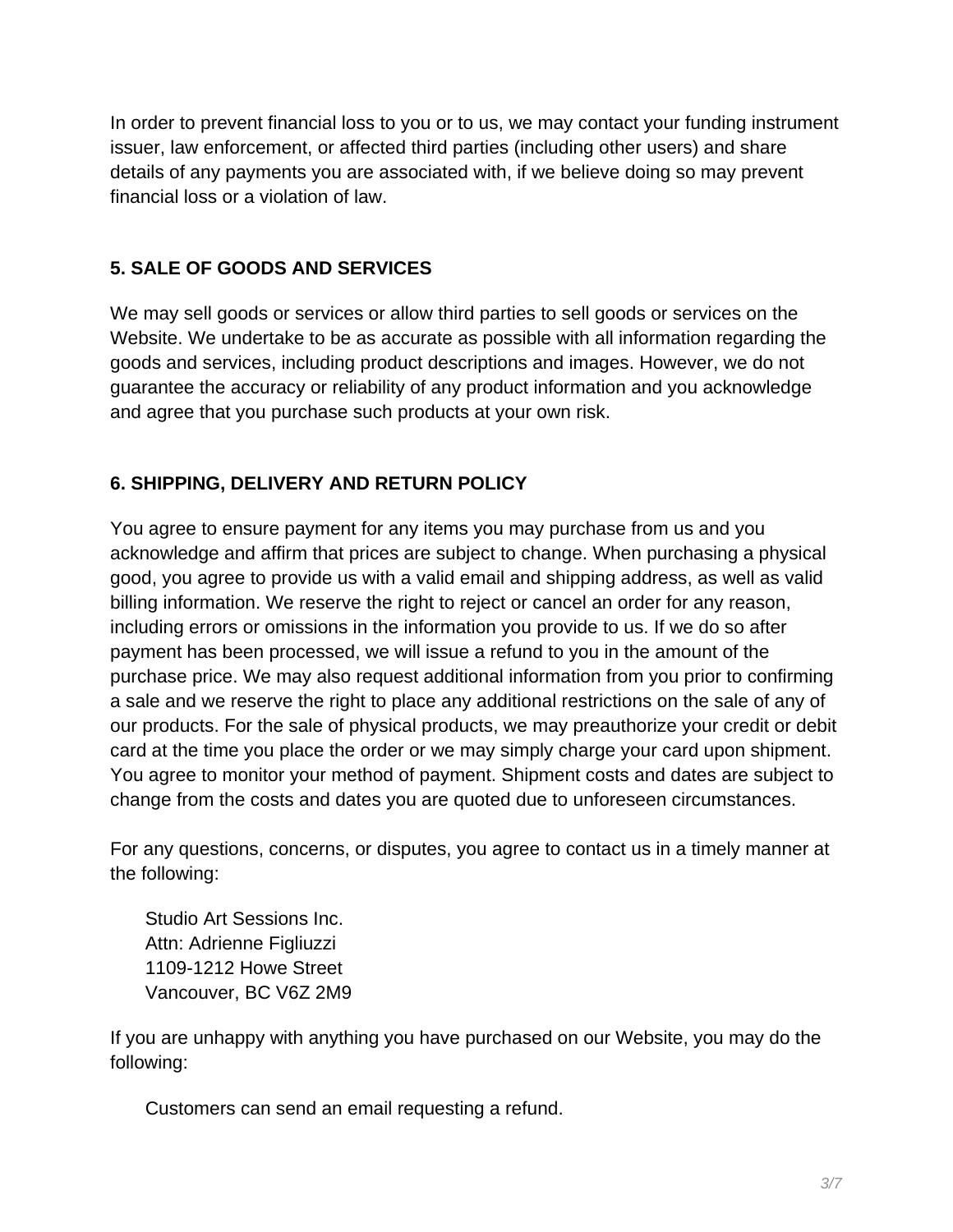In order to prevent financial loss to you or to us, we may contact your funding instrument issuer, law enforcement, or affected third parties (including other users) and share details of any payments you are associated with, if we believe doing so may prevent financial loss or a violation of law.

## 5. SALE OF GOODS AND SERVICES

We may sell goods or services or allow third parties to sell goods or services on the Website. We undertake to be as accurate as possible with all information regarding the goods and services, including product descriptions and images. However, we do not guarantee the accuracy or reliability of any product information and you acknowledge and agree that you purchase such products at your own risk.

## 6. SHIPPING, DELIVERY AND RETURN POLICY

You agree to ensure payment for any items you may purchase from us and you acknowledge and affirm that prices are subject to change. When purchasing a physical good, you agree to provide us with a valid email and shipping address, as well as valid billing information. We reserve the right to reject or cancel an order for any reason, including errors or omissions in the information you provide to us. If we do so after payment has been processed, we will issue a refund to you in the amount of the purchase price. We may also request additional information from you prior to confirming a sale and we reserve the right to place any additional restrictions on the sale of any of our products. For the sale of physical products, we may preauthorize your credit or debit card at the time you place the order or we may simply charge your card upon shipment. You agree to monitor your method of payment. Shipment costs and dates are subject to change from the costs and dates you are quoted due to unforeseen circumstances.

For any questions, concerns, or disputes, you agree to contact us in a timely manner at the following:

> Studio Art Sessions Inc.
> Attn: Adrienne Figliuzzi
> 1109-1212 Howe Street
> Vancouver, BC V6Z 2M9

If you are unhappy with anything you have purchased on our Website, you may do the following:

> Customers can send an email requesting a refund.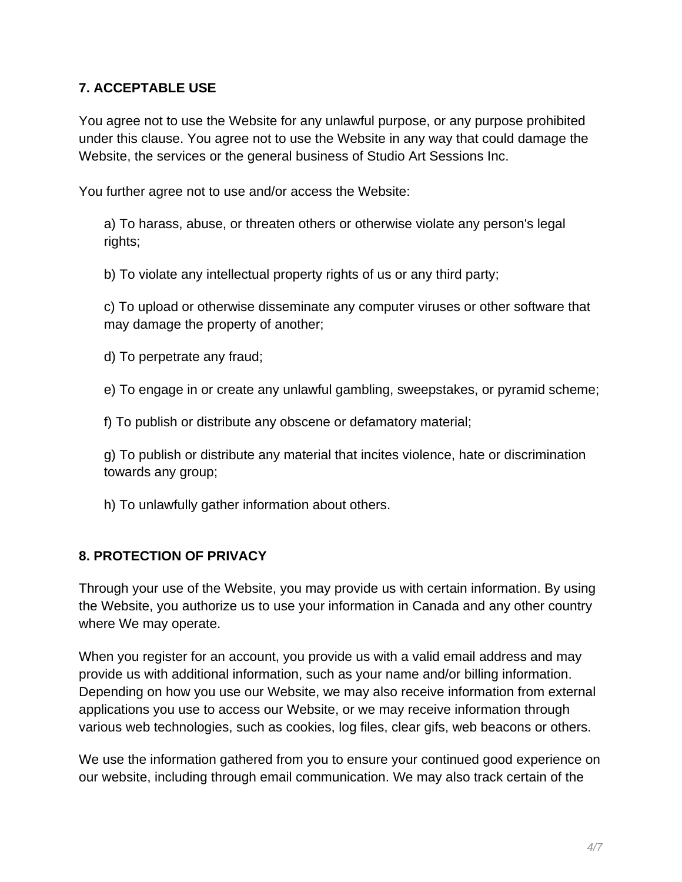## 7. ACCEPTABLE USE

You agree not to use the Website for any unlawful purpose, or any purpose prohibited under this clause. You agree not to use the Website in any way that could damage the Website, the services or the general business of Studio Art Sessions Inc.

You further agree not to use and/or access the Website:

a) To harass, abuse, or threaten others or otherwise violate any person's legal rights;

b) To violate any intellectual property rights of us or any third party;

c) To upload or otherwise disseminate any computer viruses or other software that may damage the property of another;

d) To perpetrate any fraud;

e) To engage in or create any unlawful gambling, sweepstakes, or pyramid scheme;

f) To publish or distribute any obscene or defamatory material;

g) To publish or distribute any material that incites violence, hate or discrimination towards any group;

h) To unlawfully gather information about others.

## 8. PROTECTION OF PRIVACY

Through your use of the Website, you may provide us with certain information. By using the Website, you authorize us to use your information in Canada and any other country where We may operate.

When you register for an account, you provide us with a valid email address and may provide us with additional information, such as your name and/or billing information. Depending on how you use our Website, we may also receive information from external applications you use to access our Website, or we may receive information through various web technologies, such as cookies, log files, clear gifs, web beacons or others.

We use the information gathered from you to ensure your continued good experience on our website, including through email communication. We may also track certain of the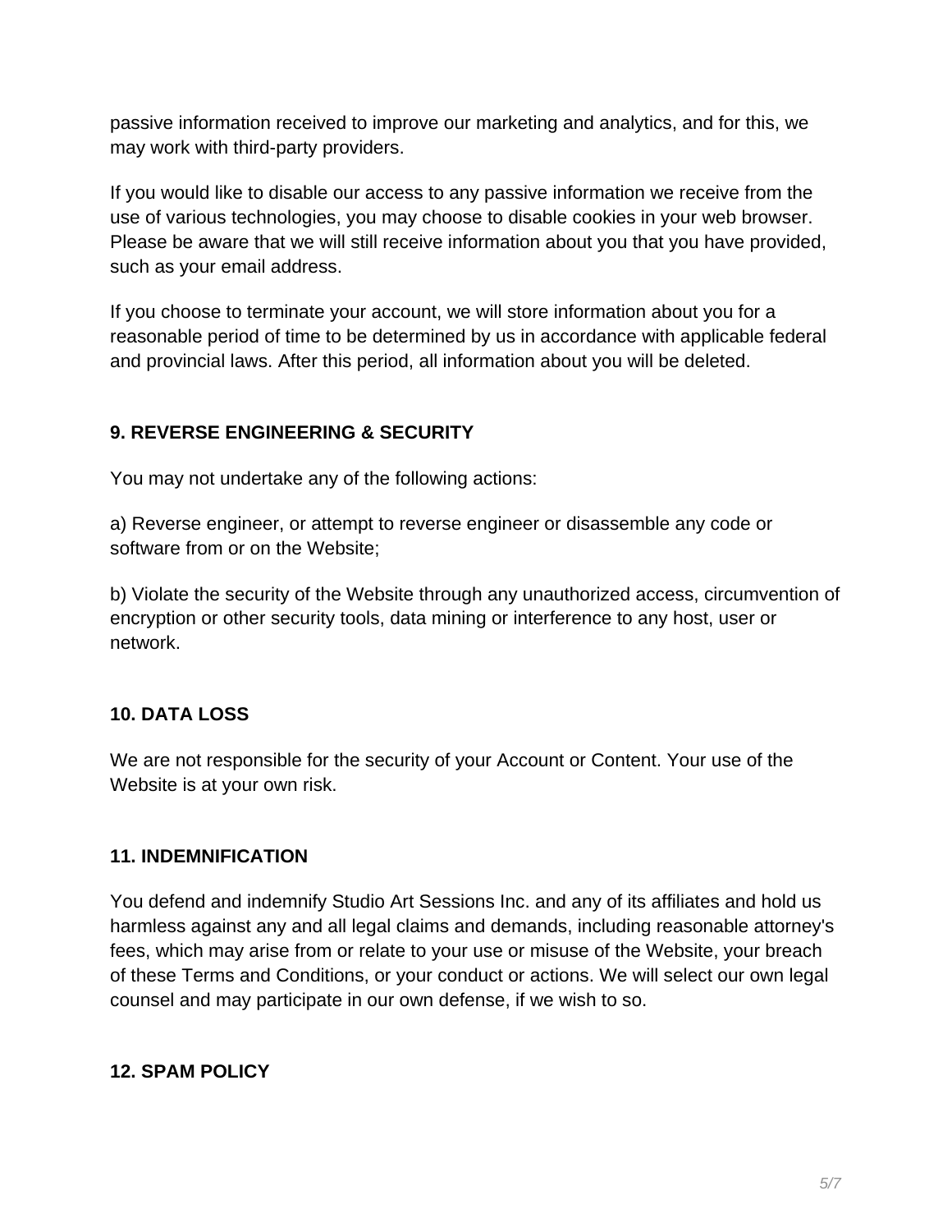passive information received to improve our marketing and analytics, and for this, we may work with third-party providers.

If you would like to disable our access to any passive information we receive from the use of various technologies, you may choose to disable cookies in your web browser. Please be aware that we will still receive information about you that you have provided, such as your email address.

If you choose to terminate your account, we will store information about you for a reasonable period of time to be determined by us in accordance with applicable federal and provincial laws. After this period, all information about you will be deleted.

**9. REVERSE ENGINEERING & SECURITY**

You may not undertake any of the following actions:

a) Reverse engineer, or attempt to reverse engineer or disassemble any code or software from or on the Website;

b) Violate the security of the Website through any unauthorized access, circumvention of encryption or other security tools, data mining or interference to any host, user or network.

**10. DATA LOSS**

We are not responsible for the security of your Account or Content. Your use of the Website is at your own risk.

**11. INDEMNIFICATION**

You defend and indemnify Studio Art Sessions Inc. and any of its affiliates and hold us harmless against any and all legal claims and demands, including reasonable attorney's fees, which may arise from or relate to your use or misuse of the Website, your breach of these Terms and Conditions, or your conduct or actions. We will select our own legal counsel and may participate in our own defense, if we wish to so.

**12. SPAM POLICY**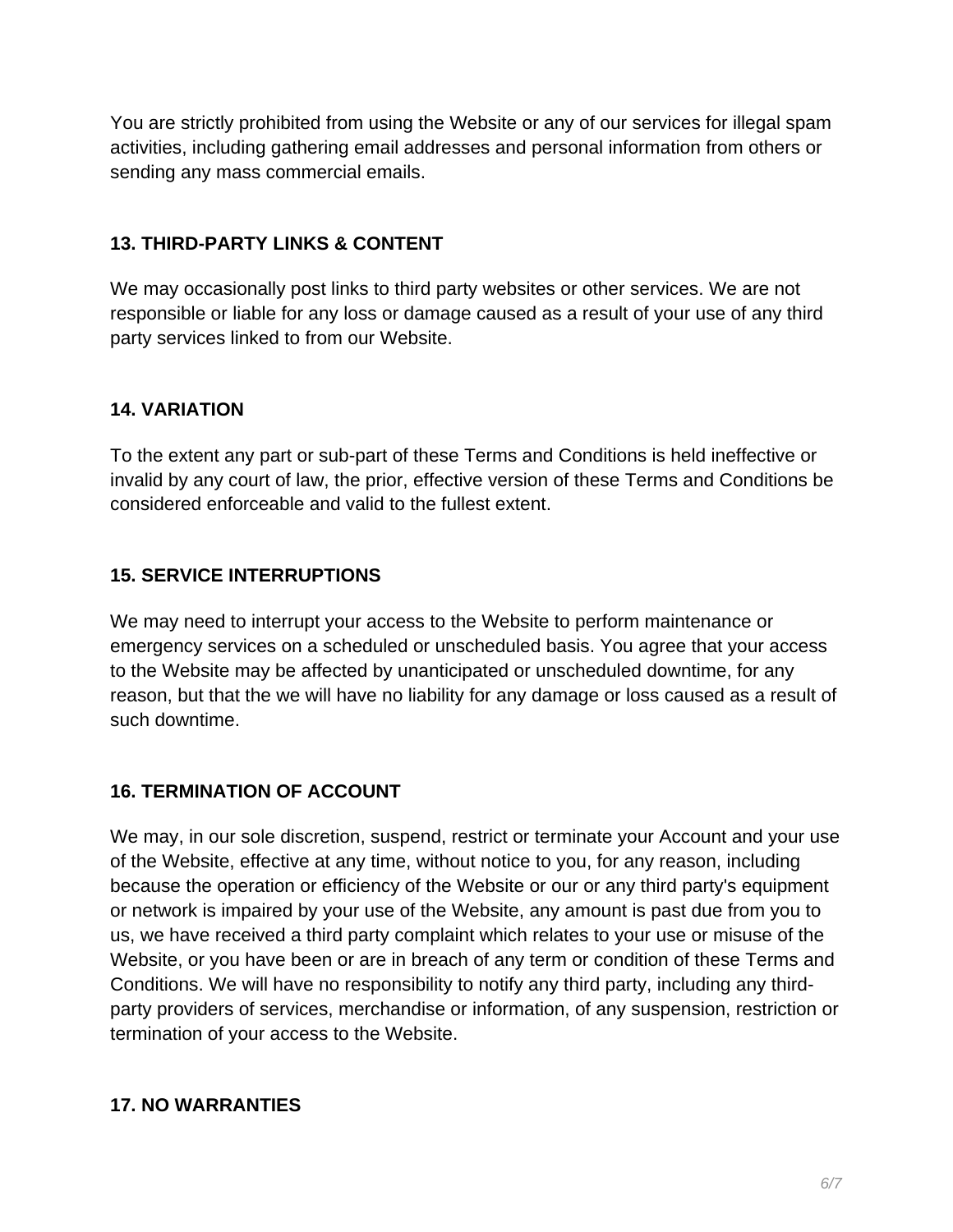You are strictly prohibited from using the Website or any of our services for illegal spam activities, including gathering email addresses and personal information from others or sending any mass commercial emails.

### 13. THIRD-PARTY LINKS & CONTENT

We may occasionally post links to third party websites or other services. We are not responsible or liable for any loss or damage caused as a result of your use of any third party services linked to from our Website.

### 14. VARIATION

To the extent any part or sub-part of these Terms and Conditions is held ineffective or invalid by any court of law, the prior, effective version of these Terms and Conditions be considered enforceable and valid to the fullest extent.

### 15. SERVICE INTERRUPTIONS

We may need to interrupt your access to the Website to perform maintenance or emergency services on a scheduled or unscheduled basis. You agree that your access to the Website may be affected by unanticipated or unscheduled downtime, for any reason, but that the we will have no liability for any damage or loss caused as a result of such downtime.

### 16. TERMINATION OF ACCOUNT

We may, in our sole discretion, suspend, restrict or terminate your Account and your use of the Website, effective at any time, without notice to you, for any reason, including because the operation or efficiency of the Website or our or any third party's equipment or network is impaired by your use of the Website, any amount is past due from you to us, we have received a third party complaint which relates to your use or misuse of the Website, or you have been or are in breach of any term or condition of these Terms and Conditions. We will have no responsibility to notify any third party, including any third-party providers of services, merchandise or information, of any suspension, restriction or termination of your access to the Website.

### 17. NO WARRANTIES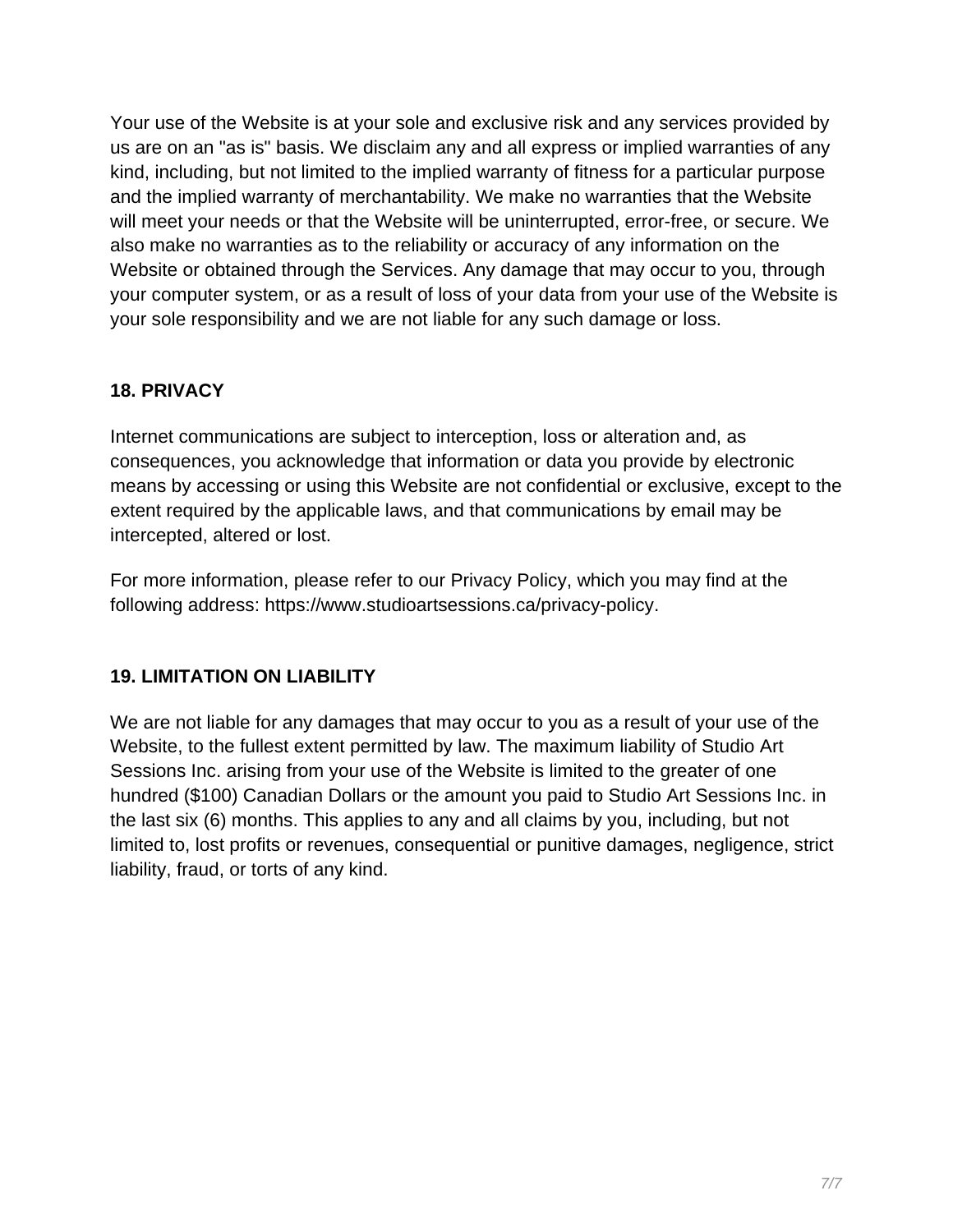Your use of the Website is at your sole and exclusive risk and any services provided by us are on an "as is" basis. We disclaim any and all express or implied warranties of any kind, including, but not limited to the implied warranty of fitness for a particular purpose and the implied warranty of merchantability. We make no warranties that the Website will meet your needs or that the Website will be uninterrupted, error-free, or secure. We also make no warranties as to the reliability or accuracy of any information on the Website or obtained through the Services. Any damage that may occur to you, through your computer system, or as a result of loss of your data from your use of the Website is your sole responsibility and we are not liable for any such damage or loss.

**18. PRIVACY**

Internet communications are subject to interception, loss or alteration and, as consequences, you acknowledge that information or data you provide by electronic means by accessing or using this Website are not confidential or exclusive, except to the extent required by the applicable laws, and that communications by email may be intercepted, altered or lost.

For more information, please refer to our Privacy Policy, which you may find at the following address: https://www.studioartsessions.ca/privacy-policy.

**19. LIMITATION ON LIABILITY**

We are not liable for any damages that may occur to you as a result of your use of the Website, to the fullest extent permitted by law. The maximum liability of Studio Art Sessions Inc. arising from your use of the Website is limited to the greater of one hundred ($100) Canadian Dollars or the amount you paid to Studio Art Sessions Inc. in the last six (6) months. This applies to any and all claims by you, including, but not limited to, lost profits or revenues, consequential or punitive damages, negligence, strict liability, fraud, or torts of any kind.